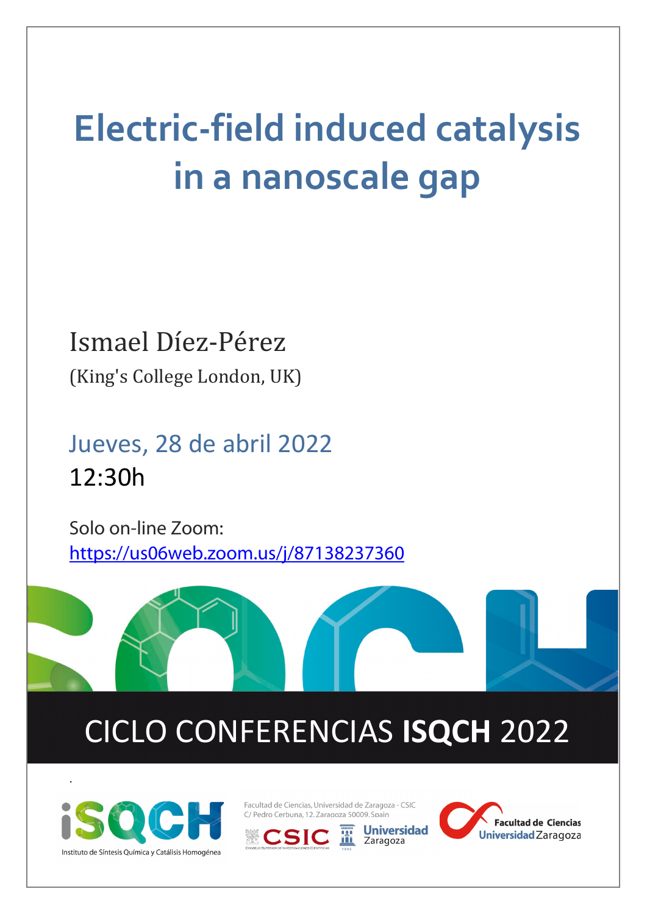# Electric-field induced catalysis in a nanoscale gap

Ismael Díez-Pérez

(King's College London, UK)

Jueves, 28 de abril 2022

12:30h

Solo on-line Zoom:

https://us06web.zoom.us/j/87138237360

## CICLO CONFERENCIAS **ISQCH** 2022

iSQCH Instituto de Síntesis Química y Catálisis Homogénea

Facultad de Ciencias, Universidad de Zaragoza - CSIC
C/ Pedro Cerbuna, 12. Zaragoza 50009. Spain

CSIC Consejo Superior de Investigaciones Científicas

Universidad Zaragoza

Facultad de Ciencias Universidad Zaragoza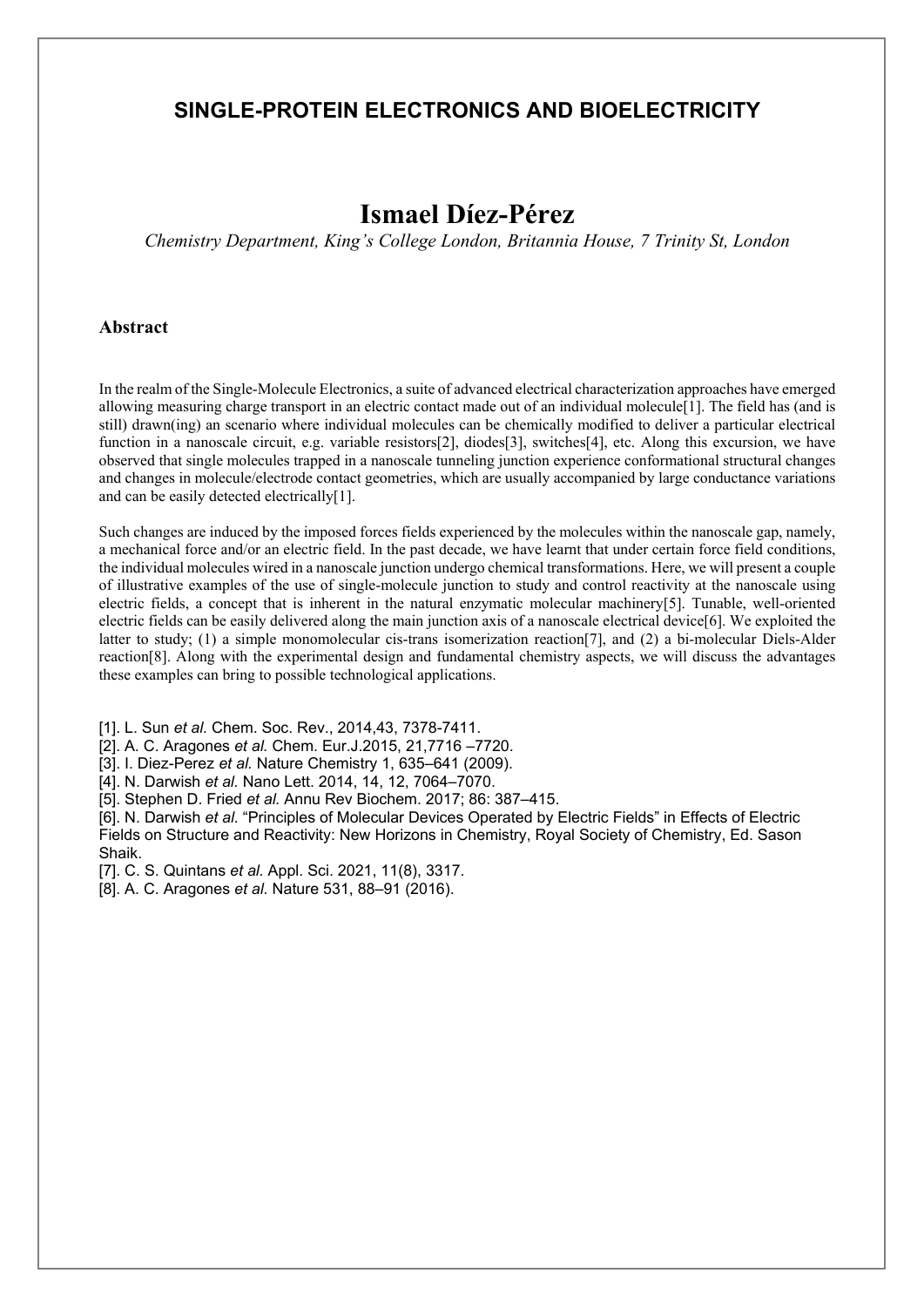## SINGLE-PROTEIN ELECTRONICS AND BIOELECTRICITY

# Ismael Díez-Pérez

*Chemistry Department, King's College London, Britannia House, 7 Trinity St, London*

### Abstract

In the realm of the Single-Molecule Electronics, a suite of advanced electrical characterization approaches have emerged allowing measuring charge transport in an electric contact made out of an individual molecule[1]. The field has (and is still) drawn(ing) an scenario where individual molecules can be chemically modified to deliver a particular electrical function in a nanoscale circuit, e.g. variable resistors[2], diodes[3], switches[4], etc. Along this excursion, we have observed that single molecules trapped in a nanoscale tunneling junction experience conformational structural changes and changes in molecule/electrode contact geometries, which are usually accompanied by large conductance variations and can be easily detected electrically[1].

Such changes are induced by the imposed forces fields experienced by the molecules within the nanoscale gap, namely, a mechanical force and/or an electric field. In the past decade, we have learnt that under certain force field conditions, the individual molecules wired in a nanoscale junction undergo chemical transformations. Here, we will present a couple of illustrative examples of the use of single-molecule junction to study and control reactivity at the nanoscale using electric fields, a concept that is inherent in the natural enzymatic molecular machinery[5]. Tunable, well-oriented electric fields can be easily delivered along the main junction axis of a nanoscale electrical device[6]. We exploited the latter to study; (1) a simple monomolecular cis-trans isomerization reaction[7], and (2) a bi-molecular Diels-Alder reaction[8]. Along with the experimental design and fundamental chemistry aspects, we will discuss the advantages these examples can bring to possible technological applications.

[1]. L. Sun *et al.* Chem. Soc. Rev., 2014,43, 7378-7411.
[2]. A. C. Aragones *et al.* Chem. Eur.J.2015, 21,7716 –7720.
[3]. I. Diez-Perez *et al.* Nature Chemistry 1, 635–641 (2009).
[4]. N. Darwish *et al.* Nano Lett. 2014, 14, 12, 7064–7070.
[5]. Stephen D. Fried *et al.* Annu Rev Biochem. 2017; 86: 387–415.
[6]. N. Darwish *et al.* "Principles of Molecular Devices Operated by Electric Fields" in Effects of Electric Fields on Structure and Reactivity: New Horizons in Chemistry, Royal Society of Chemistry, Ed. Sason Shaik.
[7]. C. S. Quintans *et al.* Appl. Sci. 2021, 11(8), 3317.
[8]. A. C. Aragones *et al.* Nature 531, 88–91 (2016).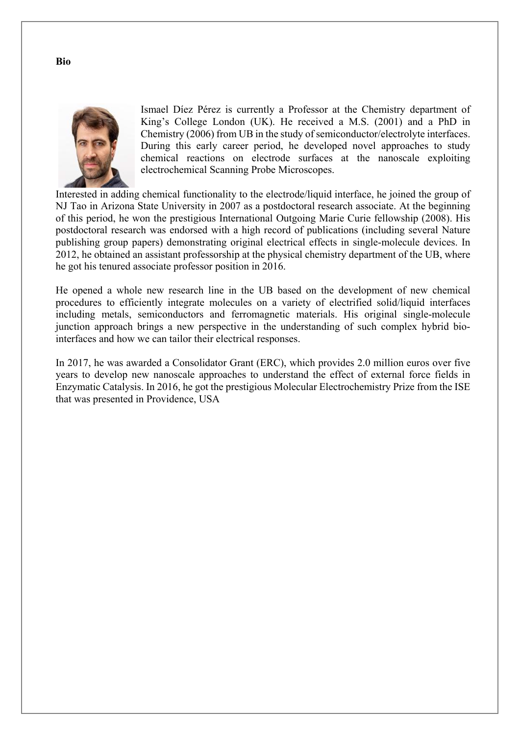**Bio**

Ismael Díez Pérez is currently a Professor at the Chemistry department of King's College London (UK). He received a M.S. (2001) and a PhD in Chemistry (2006) from UB in the study of semiconductor/electrolyte interfaces. During this early career period, he developed novel approaches to study chemical reactions on electrode surfaces at the nanoscale exploiting electrochemical Scanning Probe Microscopes.

Interested in adding chemical functionality to the electrode/liquid interface, he joined the group of NJ Tao in Arizona State University in 2007 as a postdoctoral research associate. At the beginning of this period, he won the prestigious International Outgoing Marie Curie fellowship (2008). His postdoctoral research was endorsed with a high record of publications (including several Nature publishing group papers) demonstrating original electrical effects in single-molecule devices. In 2012, he obtained an assistant professorship at the physical chemistry department of the UB, where he got his tenured associate professor position in 2016.

He opened a whole new research line in the UB based on the development of new chemical procedures to efficiently integrate molecules on a variety of electrified solid/liquid interfaces including metals, semiconductors and ferromagnetic materials. His original single-molecule junction approach brings a new perspective in the understanding of such complex hybrid bio-interfaces and how we can tailor their electrical responses.

In 2017, he was awarded a Consolidator Grant (ERC), which provides 2.0 million euros over five years to develop new nanoscale approaches to understand the effect of external force fields in Enzymatic Catalysis. In 2016, he got the prestigious Molecular Electrochemistry Prize from the ISE that was presented in Providence, USA